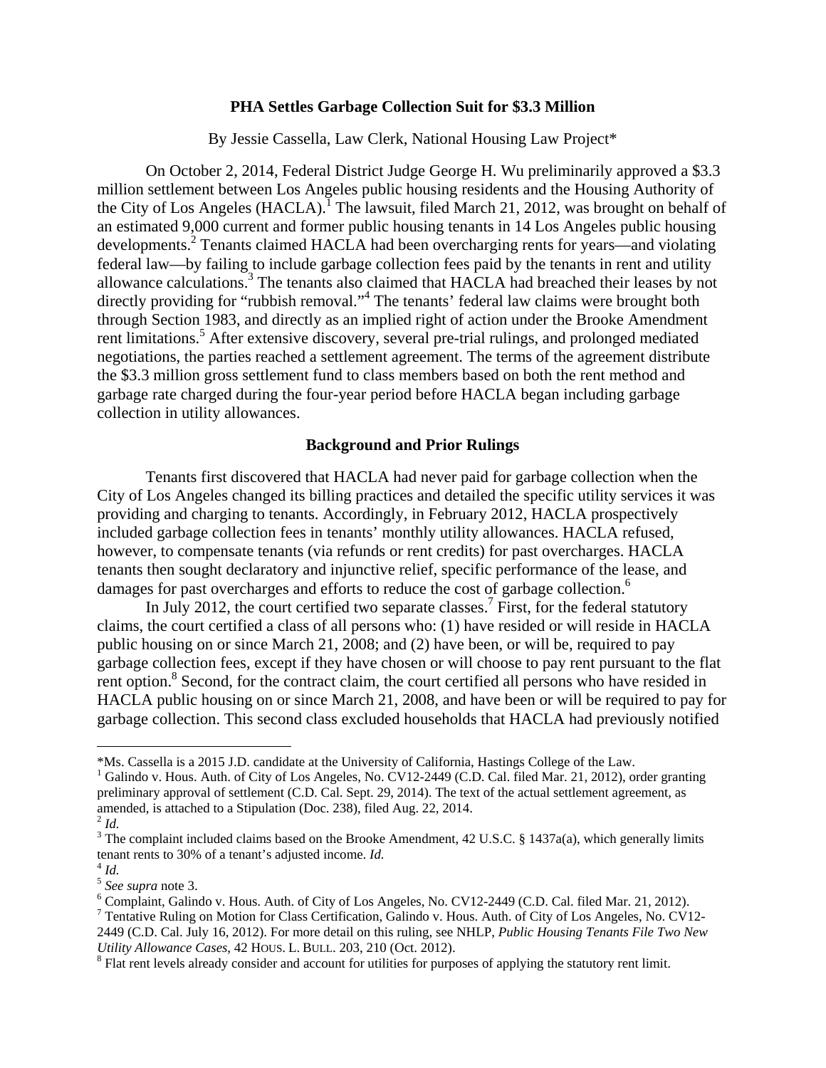**PHA Settles Garbage Collection Suit for $3.3 Million**

By Jessie Cassella, Law Clerk, National Housing Law Project*

On October 2, 2014, Federal District Judge George H. Wu preliminarily approved a $3.3 million settlement between Los Angeles public housing residents and the Housing Authority of the City of Los Angeles (HACLA).[1] The lawsuit, filed March 21, 2012, was brought on behalf of an estimated 9,000 current and former public housing tenants in 14 Los Angeles public housing developments.[2] Tenants claimed HACLA had been overcharging rents for years—and violating federal law—by failing to include garbage collection fees paid by the tenants in rent and utility allowance calculations.[3] The tenants also claimed that HACLA had breached their leases by not directly providing for "rubbish removal."[4] The tenants' federal law claims were brought both through Section 1983, and directly as an implied right of action under the Brooke Amendment rent limitations.[5] After extensive discovery, several pre-trial rulings, and prolonged mediated negotiations, the parties reached a settlement agreement. The terms of the agreement distribute the $3.3 million gross settlement fund to class members based on both the rent method and garbage rate charged during the four-year period before HACLA began including garbage collection in utility allowances.

**Background and Prior Rulings**

Tenants first discovered that HACLA had never paid for garbage collection when the City of Los Angeles changed its billing practices and detailed the specific utility services it was providing and charging to tenants. Accordingly, in February 2012, HACLA prospectively included garbage collection fees in tenants' monthly utility allowances. HACLA refused, however, to compensate tenants (via refunds or rent credits) for past overcharges. HACLA tenants then sought declaratory and injunctive relief, specific performance of the lease, and damages for past overcharges and efforts to reduce the cost of garbage collection.[6]

In July 2012, the court certified two separate classes.[7] First, for the federal statutory claims, the court certified a class of all persons who: (1) have resided or will reside in HACLA public housing on or since March 21, 2008; and (2) have been, or will be, required to pay garbage collection fees, except if they have chosen or will choose to pay rent pursuant to the flat rent option.[8] Second, for the contract claim, the court certified all persons who have resided in HACLA public housing on or since March 21, 2008, and have been or will be required to pay for garbage collection. This second class excluded households that HACLA had previously notified

---

*Ms. Cassella is a 2015 J.D. candidate at the University of California, Hastings College of the Law.

[1] Galindo v. Hous. Auth. of City of Los Angeles, No. CV12-2449 (C.D. Cal. filed Mar. 21, 2012), order granting preliminary approval of settlement (C.D. Cal. Sept. 29, 2014). The text of the actual settlement agreement, as amended, is attached to a Stipulation (Doc. 238), filed Aug. 22, 2014.

[2] *Id.*

[3] The complaint included claims based on the Brooke Amendment, 42 U.S.C. § 1437a(a), which generally limits tenant rents to 30% of a tenant's adjusted income. *Id.*

[4] *Id.*

[5] *See supra* note 3.

[6] Complaint, Galindo v. Hous. Auth. of City of Los Angeles, No. CV12-2449 (C.D. Cal. filed Mar. 21, 2012).

[7] Tentative Ruling on Motion for Class Certification, Galindo v. Hous. Auth. of City of Los Angeles, No. CV12-2449 (C.D. Cal. July 16, 2012). For more detail on this ruling, see NHLP, *Public Housing Tenants File Two New Utility Allowance Cases*, 42 HOUS. L. BULL. 203, 210 (Oct. 2012).

[8] Flat rent levels already consider and account for utilities for purposes of applying the statutory rent limit.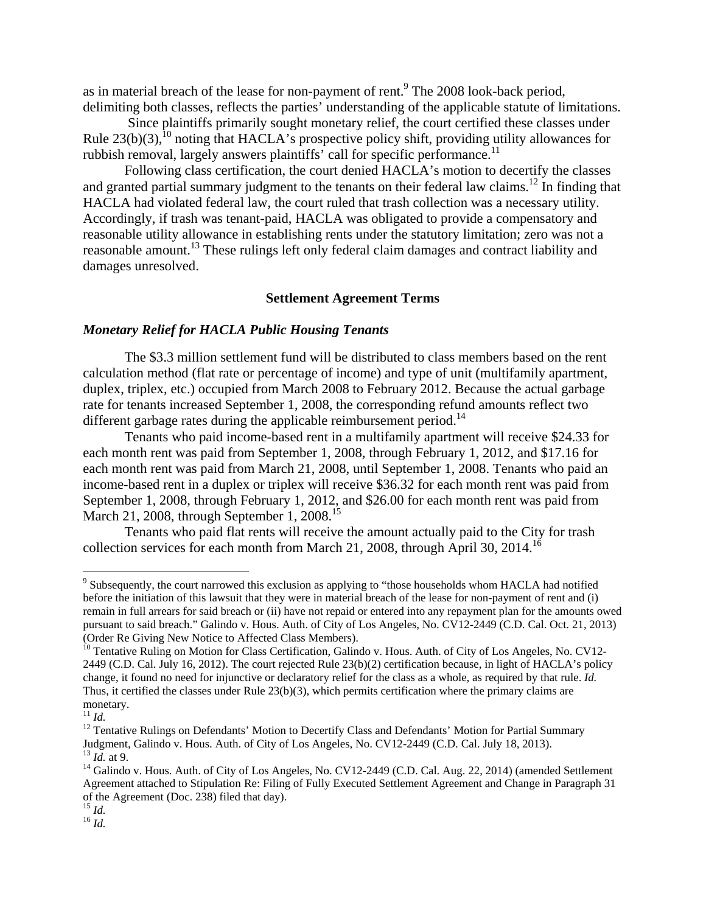as in material breach of the lease for non-payment of rent.[9] The 2008 look-back period, delimiting both classes, reflects the parties' understanding of the applicable statute of limitations.

Since plaintiffs primarily sought monetary relief, the court certified these classes under Rule 23(b)(3),[10] noting that HACLA's prospective policy shift, providing utility allowances for rubbish removal, largely answers plaintiffs' call for specific performance.[11]

Following class certification, the court denied HACLA's motion to decertify the classes and granted partial summary judgment to the tenants on their federal law claims.[12] In finding that HACLA had violated federal law, the court ruled that trash collection was a necessary utility. Accordingly, if trash was tenant-paid, HACLA was obligated to provide a compensatory and reasonable utility allowance in establishing rents under the statutory limitation; zero was not a reasonable amount.[13] These rulings left only federal claim damages and contract liability and damages unresolved.

## Settlement Agreement Terms

### *Monetary Relief for HACLA Public Housing Tenants*

The $3.3 million settlement fund will be distributed to class members based on the rent calculation method (flat rate or percentage of income) and type of unit (multifamily apartment, duplex, triplex, etc.) occupied from March 2008 to February 2012. Because the actual garbage rate for tenants increased September 1, 2008, the corresponding refund amounts reflect two different garbage rates during the applicable reimbursement period.[14]

Tenants who paid income-based rent in a multifamily apartment will receive $24.33 for each month rent was paid from September 1, 2008, through February 1, 2012, and $17.16 for each month rent was paid from March 21, 2008, until September 1, 2008. Tenants who paid an income-based rent in a duplex or triplex will receive $36.32 for each month rent was paid from September 1, 2008, through February 1, 2012, and $26.00 for each month rent was paid from March 21, 2008, through September 1, 2008.[15]

Tenants who paid flat rents will receive the amount actually paid to the City for trash collection services for each month from March 21, 2008, through April 30, 2014.[16]

---

[9] Subsequently, the court narrowed this exclusion as applying to "those households whom HACLA had notified before the initiation of this lawsuit that they were in material breach of the lease for non-payment of rent and (i) remain in full arrears for said breach or (ii) have not repaid or entered into any repayment plan for the amounts owed pursuant to said breach." Galindo v. Hous. Auth. of City of Los Angeles, No. CV12-2449 (C.D. Cal. Oct. 21, 2013) (Order Re Giving New Notice to Affected Class Members).

[10] Tentative Ruling on Motion for Class Certification, Galindo v. Hous. Auth. of City of Los Angeles, No. CV12-2449 (C.D. Cal. July 16, 2012). The court rejected Rule 23(b)(2) certification because, in light of HACLA's policy change, it found no need for injunctive or declaratory relief for the class as a whole, as required by that rule. *Id.* Thus, it certified the classes under Rule 23(b)(3), which permits certification where the primary claims are monetary.

[11] *Id.*

[12] Tentative Rulings on Defendants' Motion to Decertify Class and Defendants' Motion for Partial Summary Judgment, Galindo v. Hous. Auth. of City of Los Angeles, No. CV12-2449 (C.D. Cal. July 18, 2013).

[13] *Id.* at 9.

[14] Galindo v. Hous. Auth. of City of Los Angeles, No. CV12-2449 (C.D. Cal. Aug. 22, 2014) (amended Settlement Agreement attached to Stipulation Re: Filing of Fully Executed Settlement Agreement and Change in Paragraph 31 of the Agreement (Doc. 238) filed that day).

[15] *Id.*

[16] *Id.*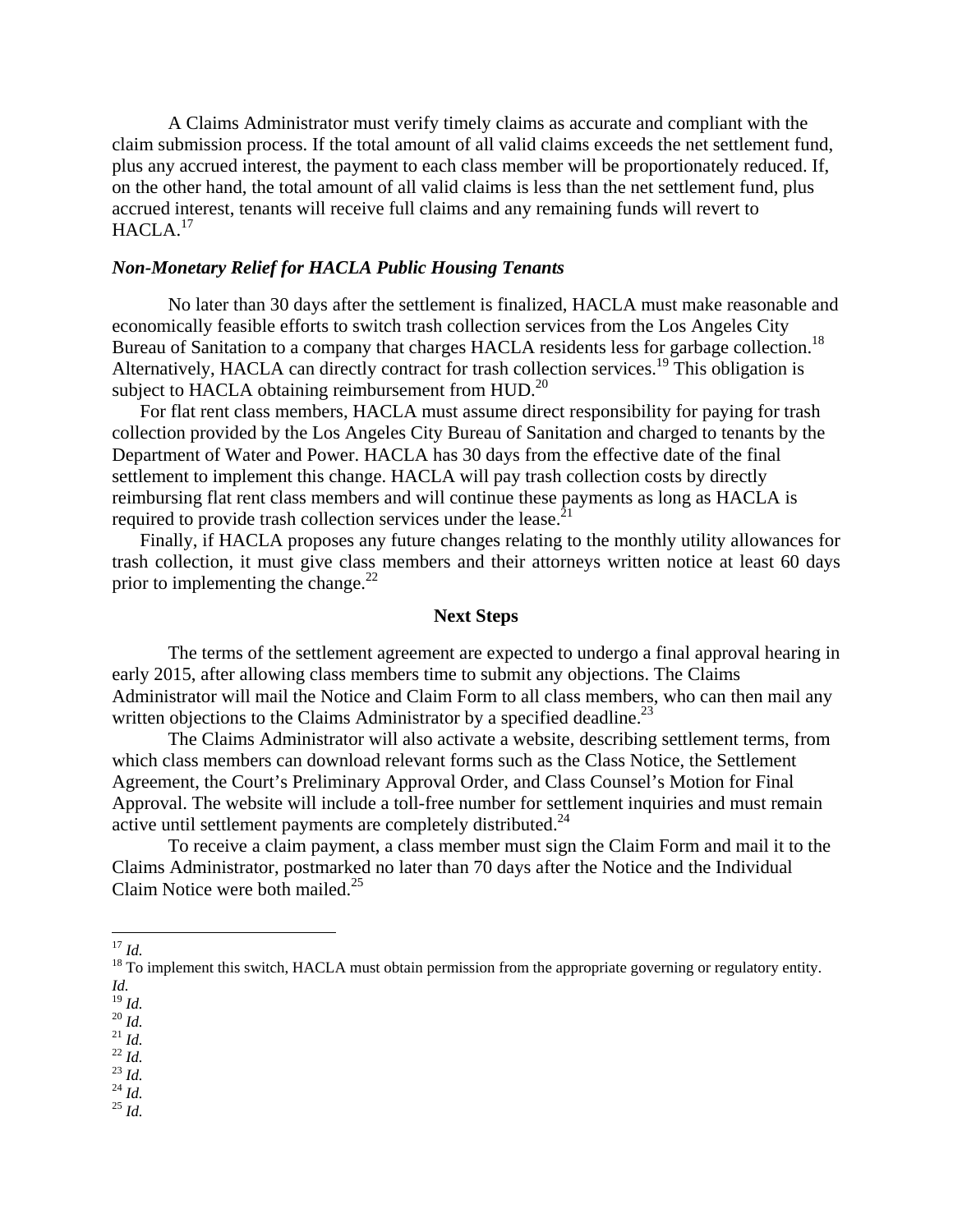A Claims Administrator must verify timely claims as accurate and compliant with the claim submission process. If the total amount of all valid claims exceeds the net settlement fund, plus any accrued interest, the payment to each class member will be proportionately reduced. If, on the other hand, the total amount of all valid claims is less than the net settlement fund, plus accrued interest, tenants will receive full claims and any remaining funds will revert to HACLA.[17]

### *Non-Monetary Relief for HACLA Public Housing Tenants*

No later than 30 days after the settlement is finalized, HACLA must make reasonable and economically feasible efforts to switch trash collection services from the Los Angeles City Bureau of Sanitation to a company that charges HACLA residents less for garbage collection.[18] Alternatively, HACLA can directly contract for trash collection services.[19] This obligation is subject to HACLA obtaining reimbursement from HUD.[20]

For flat rent class members, HACLA must assume direct responsibility for paying for trash collection provided by the Los Angeles City Bureau of Sanitation and charged to tenants by the Department of Water and Power. HACLA has 30 days from the effective date of the final settlement to implement this change. HACLA will pay trash collection costs by directly reimbursing flat rent class members and will continue these payments as long as HACLA is required to provide trash collection services under the lease.[21]

Finally, if HACLA proposes any future changes relating to the monthly utility allowances for trash collection, it must give class members and their attorneys written notice at least 60 days prior to implementing the change.[22]

## Next Steps

The terms of the settlement agreement are expected to undergo a final approval hearing in early 2015, after allowing class members time to submit any objections. The Claims Administrator will mail the Notice and Claim Form to all class members, who can then mail any written objections to the Claims Administrator by a specified deadline.[23]

The Claims Administrator will also activate a website, describing settlement terms, from which class members can download relevant forms such as the Class Notice, the Settlement Agreement, the Court's Preliminary Approval Order, and Class Counsel's Motion for Final Approval. The website will include a toll-free number for settlement inquiries and must remain active until settlement payments are completely distributed.[24]

To receive a claim payment, a class member must sign the Claim Form and mail it to the Claims Administrator, postmarked no later than 70 days after the Notice and the Individual Claim Notice were both mailed.[25]

---

[17] *Id.*

[18] To implement this switch, HACLA must obtain permission from the appropriate governing or regulatory entity. *Id*.

[19] *Id.*

[20] *Id.*

[21] *Id.*

[22] *Id.*

[23] *Id.*

[24] *Id.*

[25] *Id.*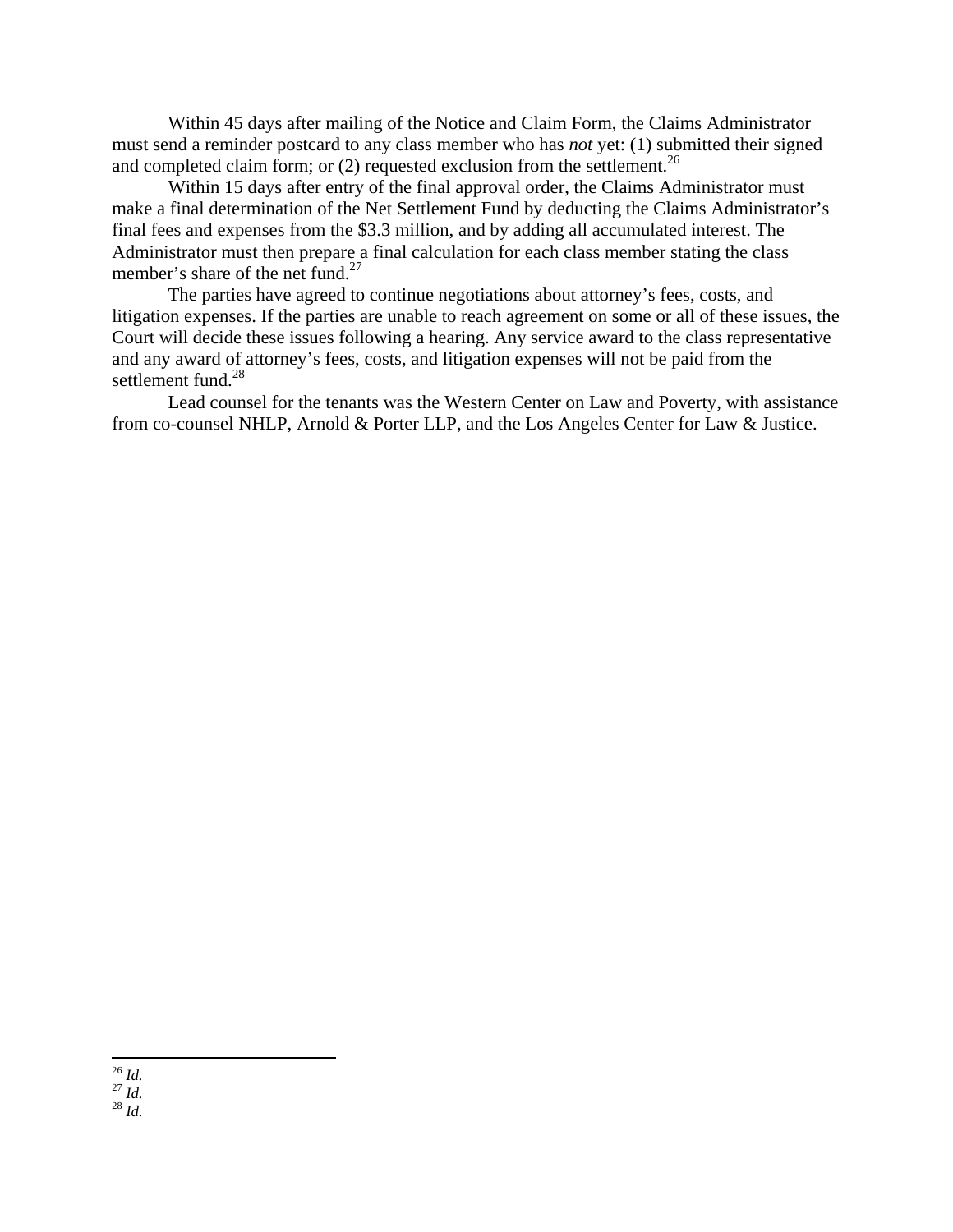Within 45 days after mailing of the Notice and Claim Form, the Claims Administrator must send a reminder postcard to any class member who has *not* yet: (1) submitted their signed and completed claim form; or (2) requested exclusion from the settlement.[26]

Within 15 days after entry of the final approval order, the Claims Administrator must make a final determination of the Net Settlement Fund by deducting the Claims Administrator's final fees and expenses from the $3.3 million, and by adding all accumulated interest. The Administrator must then prepare a final calculation for each class member stating the class member's share of the net fund.[27]

The parties have agreed to continue negotiations about attorney's fees, costs, and litigation expenses. If the parties are unable to reach agreement on some or all of these issues, the Court will decide these issues following a hearing. Any service award to the class representative and any award of attorney's fees, costs, and litigation expenses will not be paid from the settlement fund.[28]

Lead counsel for the tenants was the Western Center on Law and Poverty, with assistance from co-counsel NHLP, Arnold & Porter LLP, and the Los Angeles Center for Law & Justice.

---

[26] *Id.*
[27] *Id.*
[28] *Id.*